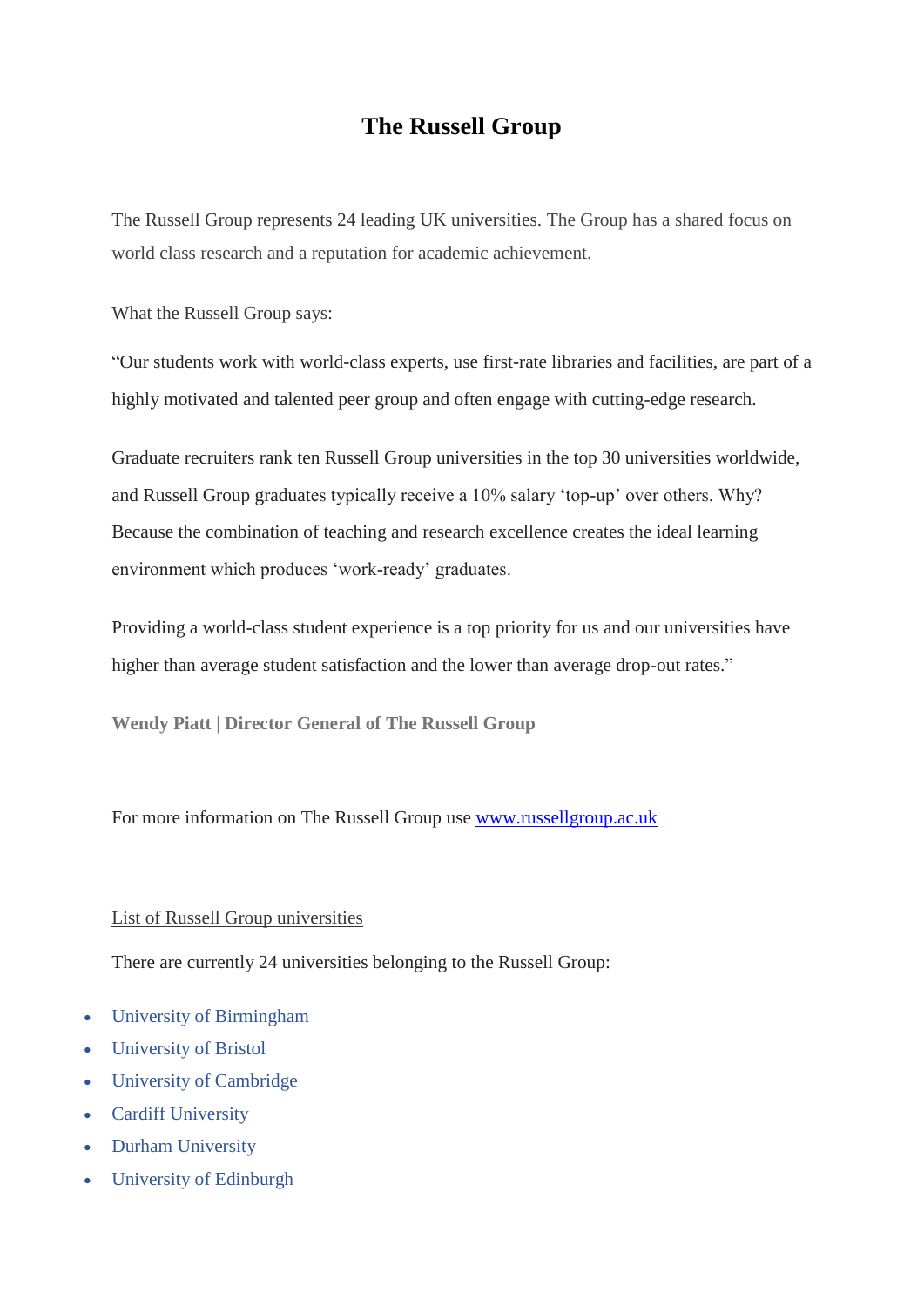# The Russell Group

The Russell Group represents 24 leading UK universities. The Group has a shared focus on world class research and a reputation for academic achievement.

What the Russell Group says:

"Our students work with world-class experts, use first-rate libraries and facilities, are part of a highly motivated and talented peer group and often engage with cutting-edge research.

Graduate recruiters rank ten Russell Group universities in the top 30 universities worldwide, and Russell Group graduates typically receive a 10% salary 'top-up' over others. Why? Because the combination of teaching and research excellence creates the ideal learning environment which produces 'work-ready' graduates.

Providing a world-class student experience is a top priority for us and our universities have higher than average student satisfaction and the lower than average drop-out rates."

**Wendy Piatt | Director General of The Russell Group**

For more information on The Russell Group use www.russellgroup.ac.uk

List of Russell Group universities

There are currently 24 universities belonging to the Russell Group:

- University of Birmingham
- University of Bristol
- University of Cambridge
- Cardiff University
- Durham University
- University of Edinburgh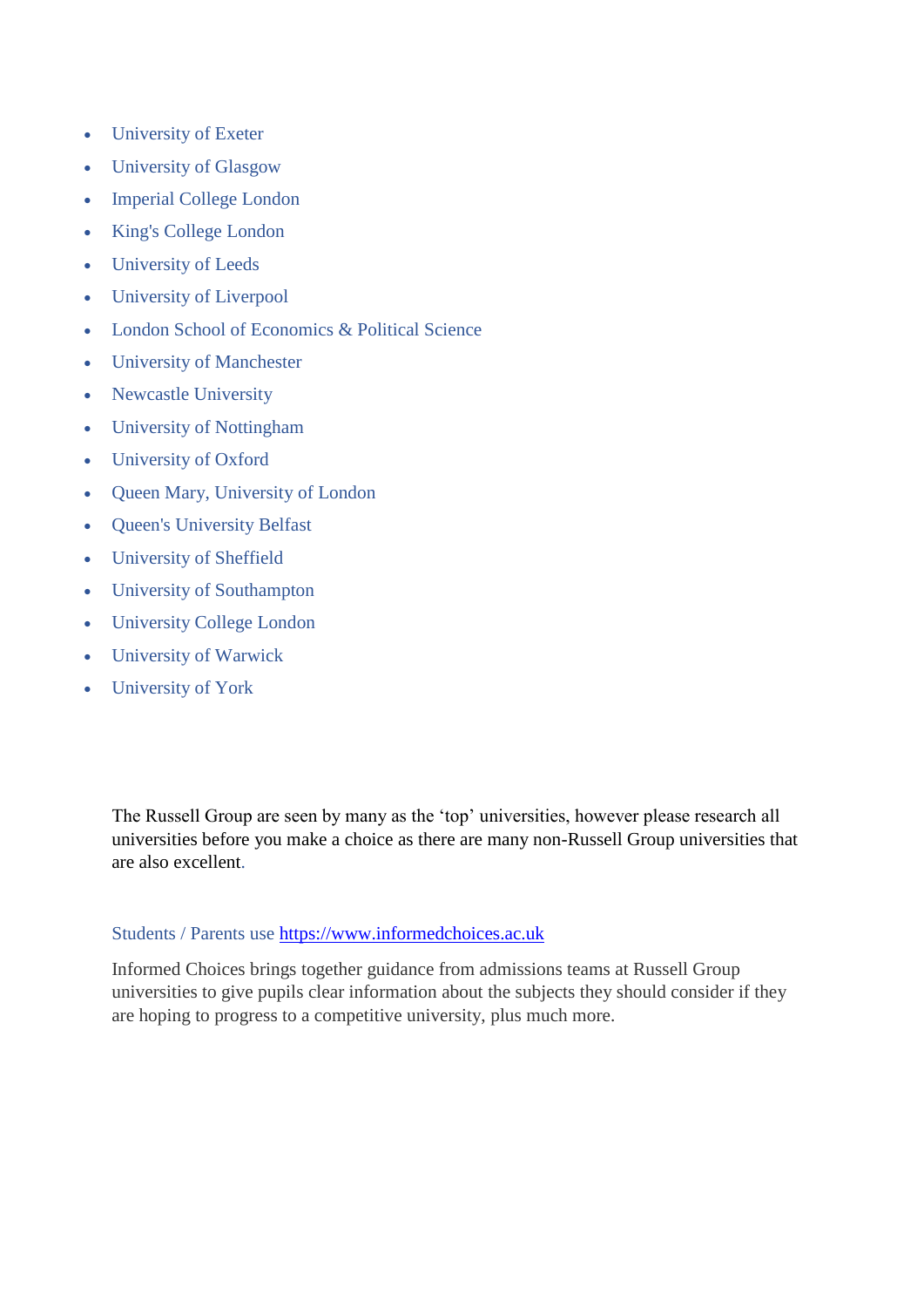- University of Exeter
- University of Glasgow
- Imperial College London
- King's College London
- University of Leeds
- University of Liverpool
- London School of Economics & Political Science
- University of Manchester
- Newcastle University
- University of Nottingham
- University of Oxford
- Queen Mary, University of London
- Queen's University Belfast
- University of Sheffield
- University of Southampton
- University College London
- University of Warwick
- University of York

The Russell Group are seen by many as the 'top' universities, however please research all universities before you make a choice as there are many non-Russell Group universities that are also excellent.

Students / Parents use https://www.informedchoices.ac.uk

Informed Choices brings together guidance from admissions teams at Russell Group universities to give pupils clear information about the subjects they should consider if they are hoping to progress to a competitive university, plus much more.